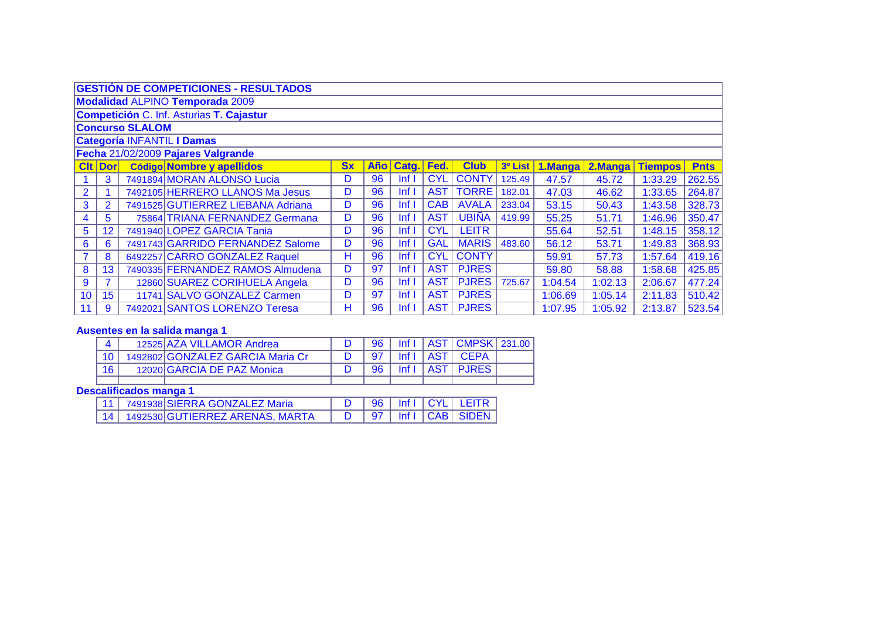**GESTIÓN DE COMPETICIONES - RESULTADOS**

**Modalidad** ALPINO **Temporada** 2009

**Competición** C. Inf. Asturias **T. Cajastur**

**Concurso SLALOM**

**Categoría** INFANTIL **I Damas**

**Fecha** 21/02/2009 **Pajares Valgrande**

| Clt | Dor | Código | Nombre y apellidos | Sx | Año | Catg. | Fed. | Club | 3º List | 1.Manga | 2.Manga | Tiempos | Pnts |
|---|---|---|---|---|---|---|---|---|---|---|---|---|---|
| 1 | 3 | 7491894 | MORAN ALONSO Lucia | D | 96 | Inf I | CYL | CONTY | 125.49 | 47.57 | 45.72 | 1:33.29 | 262.55 |
| 2 | 1 | 7492105 | HERRERO LLANOS Ma Jesus | D | 96 | Inf I | AST | TORRE | 182.01 | 47.03 | 46.62 | 1:33.65 | 264.87 |
| 3 | 2 | 7491525 | GUTIERREZ LIEBANA Adriana | D | 96 | Inf I | CAB | AVALA | 233.04 | 53.15 | 50.43 | 1:43.58 | 328.73 |
| 4 | 5 | 75864 | TRIANA FERNANDEZ Germana | D | 96 | Inf I | AST | UBIÑA | 419.99 | 55.25 | 51.71 | 1:46.96 | 350.47 |
| 5 | 12 | 7491940 | LOPEZ GARCIA Tania | D | 96 | Inf I | CYL | LEITR | | 55.64 | 52.51 | 1:48.15 | 358.12 |
| 6 | 6 | 7491743 | GARRIDO FERNANDEZ Salome | D | 96 | Inf I | GAL | MARIS | 483.60 | 56.12 | 53.71 | 1:49.83 | 368.93 |
| 7 | 8 | 6492257 | CARRO GONZALEZ Raquel | H | 96 | Inf I | CYL | CONTY | | 59.91 | 57.73 | 1:57.64 | 419.16 |
| 8 | 13 | 7490335 | FERNANDEZ RAMOS Almudena | D | 97 | Inf I | AST | PJRES | | 59.80 | 58.88 | 1:58.68 | 425.85 |
| 9 | 7 | 12860 | SUAREZ CORIHUELA Angela | D | 96 | Inf I | AST | PJRES | 725.67 | 1:04.54 | 1:02.13 | 2:06.67 | 477.24 |
| 10 | 15 | 11741 | SALVO GONZALEZ Carmen | D | 97 | Inf I | AST | PJRES | | 1:06.69 | 1:05.14 | 2:11.83 | 510.42 |
| 11 | 9 | 7492021 | SANTOS LORENZO Teresa | H | 96 | Inf I | AST | PJRES | | 1:07.95 | 1:05.92 | 2:13.87 | 523.54 |

**Ausentes en la salida manga 1**

| Dor | Código | Nombre y apellidos | Sx | Año | Catg. | Fed. | Club | 3º List |
|---|---|---|---|---|---|---|---|---|
| 4 | 12525 | AZA VILLAMOR Andrea | D | 96 | Inf I | AST | CMPSK | 231.00 |
| 10 | 1492802 | GONZALEZ GARCIA Maria Cr | D | 97 | Inf I | AST | CEPA | |
| 16 | 12020 | GARCIA DE PAZ Monica | D | 96 | Inf I | AST | PJRES | |

**Descalificados manga 1**

| Dor | Código | Nombre y apellidos | Sx | Año | Catg. | Fed. | Club |
|---|---|---|---|---|---|---|---|
| 11 | 7491938 | SIERRA GONZALEZ Maria | D | 96 | Inf I | CYL | LEITR |
| 14 | 1492530 | GUTIERREZ ARENAS, MARTA | D | 97 | Inf I | CAB | SIDEN |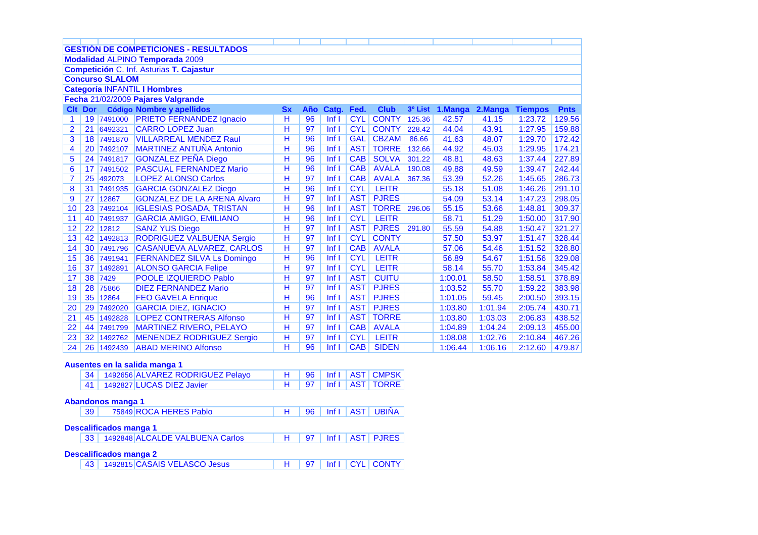**GESTIÓN DE COMPETICIONES - RESULTADOS**

**Modalidad** ALPINO **Temporada** 2009

**Competición** C. Inf. Asturias **T. Cajastur**

**Concurso SLALOM**

**Categoría** INFANTIL **I Hombres**

**Fecha** 21/02/2009 **Pajares Valgrande**

| Clt | Dor | Código | Nombre y apellidos | Sx | Año | Catg. | Fed. | Club | 3º List | 1.Manga | 2.Manga | Tiempos | Pnts |
|---|---|---|---|---|---|---|---|---|---|---|---|---|---|
| 1 | 19 | 7491000 | PRIETO FERNANDEZ Ignacio | H | 96 | Inf I | CYL | CONTY | 125.36 | 42.57 | 41.15 | 1:23.72 | 129.56 |
| 2 | 21 | 6492321 | CARRO LOPEZ Juan | H | 97 | Inf I | CYL | CONTY | 228.42 | 44.04 | 43.91 | 1:27.95 | 159.88 |
| 3 | 18 | 7491870 | VILLARREAL MENDEZ Raul | H | 96 | Inf I | GAL | CBZAM | 86.66 | 41.63 | 48.07 | 1:29.70 | 172.42 |
| 4 | 20 | 7492107 | MARTINEZ ANTUÑA Antonio | H | 96 | Inf I | AST | TORRE | 132.66 | 44.92 | 45.03 | 1:29.95 | 174.21 |
| 5 | 24 | 7491817 | GONZALEZ PEÑA Diego | H | 96 | Inf I | CAB | SOLVA | 301.22 | 48.81 | 48.63 | 1:37.44 | 227.89 |
| 6 | 17 | 7491502 | PASCUAL FERNANDEZ Mario | H | 96 | Inf I | CAB | AVALA | 190.08 | 49.88 | 49.59 | 1:39.47 | 242.44 |
| 7 | 25 | 492073 | LOPEZ ALONSO Carlos | H | 97 | Inf I | CAB | AVALA | 367.36 | 53.39 | 52.26 | 1:45.65 | 286.73 |
| 8 | 31 | 7491935 | GARCIA GONZALEZ Diego | H | 96 | Inf I | CYL | LEITR | | 55.18 | 51.08 | 1:46.26 | 291.10 |
| 9 | 27 | 12867 | GONZALEZ DE LA ARENA Alvaro | H | 97 | Inf I | AST | PJRES | | 54.09 | 53.14 | 1:47.23 | 298.05 |
| 10 | 23 | 7492104 | IGLESIAS POSADA, TRISTAN | H | 96 | Inf I | AST | TORRE | 296.06 | 55.15 | 53.66 | 1:48.81 | 309.37 |
| 11 | 40 | 7491937 | GARCIA AMIGO, EMILIANO | H | 96 | Inf I | CYL | LEITR | | 58.71 | 51.29 | 1:50.00 | 317.90 |
| 12 | 22 | 12812 | SANZ YUS Diego | H | 97 | Inf I | AST | PJRES | 291.80 | 55.59 | 54.88 | 1:50.47 | 321.27 |
| 13 | 42 | 1492813 | RODRIGUEZ VALBUENA Sergio | H | 97 | Inf I | CYL | CONTY | | 57.50 | 53.97 | 1:51.47 | 328.44 |
| 14 | 30 | 7491796 | CASANUEVA ALVAREZ, CARLOS | H | 97 | Inf I | CAB | AVALA | | 57.06 | 54.46 | 1:51.52 | 328.80 |
| 15 | 36 | 7491941 | FERNANDEZ SILVA Ls Domingo | H | 96 | Inf I | CYL | LEITR | | 56.89 | 54.67 | 1:51.56 | 329.08 |
| 16 | 37 | 1492891 | ALONSO GARCIA Felipe | H | 97 | Inf I | CYL | LEITR | | 58.14 | 55.70 | 1:53.84 | 345.42 |
| 17 | 38 | 7429 | POOLE IZQUIERDO Pablo | H | 97 | Inf I | AST | CUITU | | 1:00.01 | 58.50 | 1:58.51 | 378.89 |
| 18 | 28 | 75866 | DIEZ FERNANDEZ Mario | H | 97 | Inf I | AST | PJRES | | 1:03.52 | 55.70 | 1:59.22 | 383.98 |
| 19 | 35 | 12864 | FEO GAVELA Enrique | H | 96 | Inf I | AST | PJRES | | 1:01.05 | 59.45 | 2:00.50 | 393.15 |
| 20 | 29 | 7492020 | GARCIA DIEZ, IGNACIO | H | 97 | Inf I | AST | PJRES | | 1:03.80 | 1:01.94 | 2:05.74 | 430.71 |
| 21 | 45 | 1492828 | LOPEZ CONTRERAS Alfonso | H | 97 | Inf I | AST | TORRE | | 1:03.80 | 1:03.03 | 2:06.83 | 438.52 |
| 22 | 44 | 7491799 | MARTINEZ RIVERO, PELAYO | H | 97 | Inf I | CAB | AVALA | | 1:04.89 | 1:04.24 | 2:09.13 | 455.00 |
| 23 | 32 | 1492762 | MENENDEZ RODRIGUEZ Sergio | H | 97 | Inf I | CYL | LEITR | | 1:08.08 | 1:02.76 | 2:10.84 | 467.26 |
| 24 | 26 | 1492439 | ABAD MERINO Alfonso | H | 96 | Inf I | CAB | SIDEN | | 1:06.44 | 1:06.16 | 2:12.60 | 479.87 |

**Ausentes en la salida manga 1**

| Dor | Código | Nombre y apellidos | Sx | Año | Catg. | Fed. | Club |
|---|---|---|---|---|---|---|---|
| 34 | 1492656 | ALVAREZ RODRIGUEZ Pelayo | H | 96 | Inf I | AST | CMPSK |
| 41 | 1492827 | LUCAS DIEZ Javier | H | 97 | Inf I | AST | TORRE |

**Abandonos manga 1**

| Dor | Código | Nombre y apellidos | Sx | Año | Catg. | Fed. | Club |
|---|---|---|---|---|---|---|---|
| 39 | 75849 | ROCA HERES Pablo | H | 96 | Inf I | AST | UBIÑA |

**Descalificados manga 1**

| Dor | Código | Nombre y apellidos | Sx | Año | Catg. | Fed. | Club |
|---|---|---|---|---|---|---|---|
| 33 | 1492848 | ALCALDE VALBUENA Carlos | H | 97 | Inf I | AST | PJRES |

**Descalificados manga 2**

| Dor | Código | Nombre y apellidos | Sx | Año | Catg. | Fed. | Club |
|---|---|---|---|---|---|---|---|
| 43 | 1492815 | CASAIS VELASCO Jesus | H | 97 | Inf I | CYL | CONTY |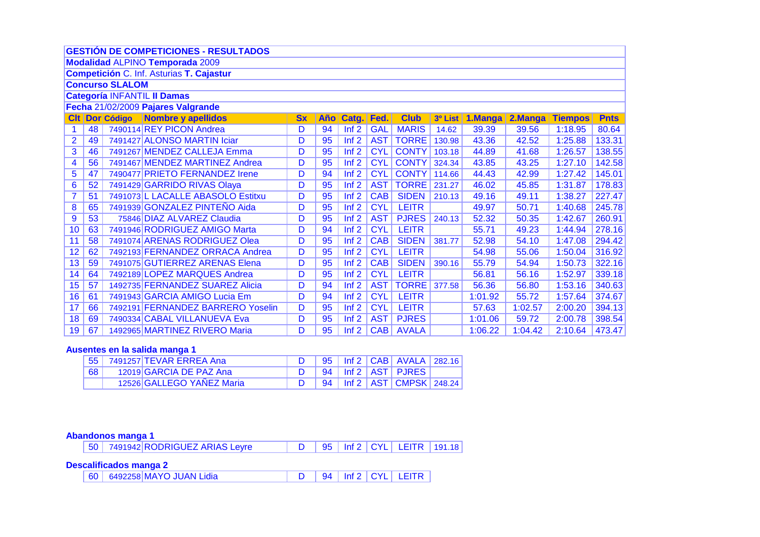**GESTIÓN DE COMPETICIONES - RESULTADOS**

**Modalidad** ALPINO **Temporada** 2009

**Competición** C. Inf. Asturias **T. Cajastur**

**Concurso SLALOM**

**Categoría** INFANTIL **II Damas**

**Fecha** 21/02/2009 **Pajares Valgrande**

| Clt | Dor | Código | Nombre y apellidos | Sx | Año | Catg. | Fed. | Club | 3º List | 1.Manga | 2.Manga | Tiempos | Pnts |
|---|---|---|---|---|---|---|---|---|---|---|---|---|---|
| 1 | 48 | 7490114 | REY PICON Andrea | D | 94 | Inf 2 | GAL | MARIS | 14.62 | 39.39 | 39.56 | 1:18.95 | 80.64 |
| 2 | 49 | 7491427 | ALONSO MARTIN Iciar | D | 95 | Inf 2 | AST | TORRE | 130.98 | 43.36 | 42.52 | 1:25.88 | 133.31 |
| 3 | 46 | 7491267 | MENDEZ CALLEJA Emma | D | 95 | Inf 2 | CYL | CONTY | 103.18 | 44.89 | 41.68 | 1:26.57 | 138.55 |
| 4 | 56 | 7491467 | MENDEZ MARTINEZ Andrea | D | 95 | Inf 2 | CYL | CONTY | 324.34 | 43.85 | 43.25 | 1:27.10 | 142.58 |
| 5 | 47 | 7490477 | PRIETO FERNANDEZ Irene | D | 94 | Inf 2 | CYL | CONTY | 114.66 | 44.43 | 42.99 | 1:27.42 | 145.01 |
| 6 | 52 | 7491429 | GARRIDO RIVAS Olaya | D | 95 | Inf 2 | AST | TORRE | 231.27 | 46.02 | 45.85 | 1:31.87 | 178.83 |
| 7 | 51 | 7491073 | L LACALLE ABASOLO Estitxu | D | 95 | Inf 2 | CAB | SIDEN | 210.13 | 49.16 | 49.11 | 1:38.27 | 227.47 |
| 8 | 65 | 7491939 | GONZALEZ PINTEÑO Aida | D | 95 | Inf 2 | CYL | LEITR | | 49.97 | 50.71 | 1:40.68 | 245.78 |
| 9 | 53 | 75846 | DIAZ ALVAREZ Claudia | D | 95 | Inf 2 | AST | PJRES | 240.13 | 52.32 | 50.35 | 1:42.67 | 260.91 |
| 10 | 63 | 7491946 | RODRIGUEZ AMIGO Marta | D | 94 | Inf 2 | CYL | LEITR | | 55.71 | 49.23 | 1:44.94 | 278.16 |
| 11 | 58 | 7491074 | ARENAS RODRIGUEZ Olea | D | 95 | Inf 2 | CAB | SIDEN | 381.77 | 52.98 | 54.10 | 1:47.08 | 294.42 |
| 12 | 62 | 7492193 | FERNANDEZ ORRACA Andrea | D | 95 | Inf 2 | CYL | LEITR | | 54.98 | 55.06 | 1:50.04 | 316.92 |
| 13 | 59 | 7491075 | GUTIERREZ ARENAS Elena | D | 95 | Inf 2 | CAB | SIDEN | 390.16 | 55.79 | 54.94 | 1:50.73 | 322.16 |
| 14 | 64 | 7492189 | LOPEZ MARQUES Andrea | D | 95 | Inf 2 | CYL | LEITR | | 56.81 | 56.16 | 1:52.97 | 339.18 |
| 15 | 57 | 1492735 | FERNANDEZ SUAREZ Alicia | D | 94 | Inf 2 | AST | TORRE | 377.58 | 56.36 | 56.80 | 1:53.16 | 340.63 |
| 16 | 61 | 7491943 | GARCIA AMIGO Lucia Em | D | 94 | Inf 2 | CYL | LEITR | | 1:01.92 | 55.72 | 1:57.64 | 374.67 |
| 17 | 66 | 7492191 | FERNANDEZ BARRERO Yoselin | D | 95 | Inf 2 | CYL | LEITR | | 57.63 | 1:02.57 | 2:00.20 | 394.13 |
| 18 | 69 | 7490334 | CABAL VILLANUEVA Eva | D | 95 | Inf 2 | AST | PJRES | | 1:01.06 | 59.72 | 2:00.78 | 398.54 |
| 19 | 67 | 1492965 | MARTINEZ RIVERO Maria | D | 95 | Inf 2 | CAB | AVALA | | 1:06.22 | 1:04.42 | 2:10.64 | 473.47 |

**Ausentes en la salida manga 1**

| Dor | Código | Nombre y apellidos | Sx | Año | Catg. | Fed. | Club | 3º List |
|---|---|---|---|---|---|---|---|---|
| 55 | 7491257 | TEVAR ERREA Ana | D | 95 | Inf 2 | CAB | AVALA | 282.16 |
| 68 | 12019 | GARCIA DE PAZ Ana | D | 94 | Inf 2 | AST | PJRES | |
| | 12526 | GALLEGO YAÑEZ Maria | D | 94 | Inf 2 | AST | CMPSK | 248.24 |

**Abandonos manga 1**

| Dor | Código | Nombre y apellidos | Sx | Año | Catg. | Fed. | Club | 3º List |
|---|---|---|---|---|---|---|---|---|
| 50 | 7491942 | RODRIGUEZ ARIAS Leyre | D | 95 | Inf 2 | CYL | LEITR | 191.18 |

**Descalificados manga 2**

| Dor | Código | Nombre y apellidos | Sx | Año | Catg. | Fed. | Club |
|---|---|---|---|---|---|---|---|
| 60 | 6492258 | MAYO JUAN Lidia | D | 94 | Inf 2 | CYL | LEITR |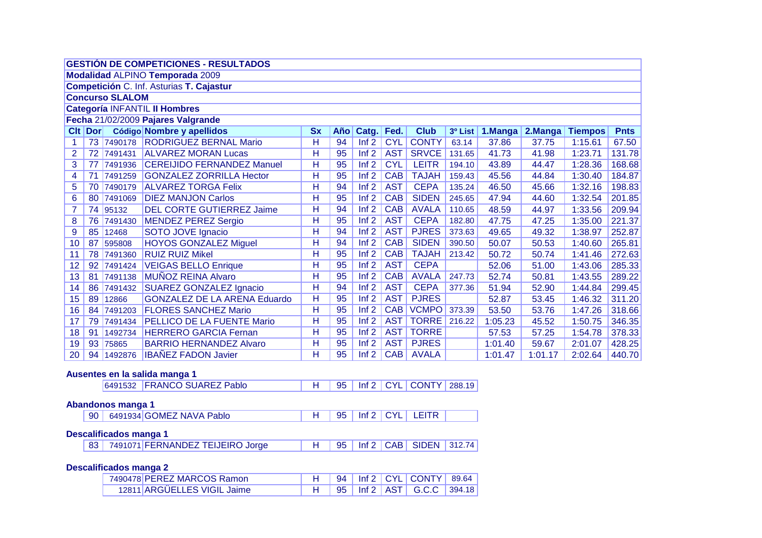**GESTIÓN DE COMPETICIONES - RESULTADOS**

**Modalidad** ALPINO **Temporada** 2009

**Competición** C. Inf. Asturias **T. Cajastur**

**Concurso SLALOM**

**Categoría** INFANTIL **II Hombres**

**Fecha** 21/02/2009 **Pajares Valgrande**

| Clt | Dor | Código | Nombre y apellidos | Sx | Año | Catg. | Fed. | Club | 3º List | 1.Manga | 2.Manga | Tiempos | Pnts |
|---|---|---|---|---|---|---|---|---|---|---|---|---|---|
| 1 | 73 | 7490178 | RODRIGUEZ BERNAL Mario | H | 94 | Inf 2 | CYL | CONTY | 63.14 | 37.86 | 37.75 | 1:15.61 | 67.50 |
| 2 | 72 | 7491431 | ALVAREZ MORAN Lucas | H | 95 | Inf 2 | AST | SRVCE | 131.65 | 41.73 | 41.98 | 1:23.71 | 131.78 |
| 3 | 77 | 7491936 | CEREIJIDO FERNANDEZ Manuel | H | 95 | Inf 2 | CYL | LEITR | 194.10 | 43.89 | 44.47 | 1:28.36 | 168.68 |
| 4 | 71 | 7491259 | GONZALEZ ZORRILLA Hector | H | 95 | Inf 2 | CAB | TAJAH | 159.43 | 45.56 | 44.84 | 1:30.40 | 184.87 |
| 5 | 70 | 7490179 | ALVAREZ TORGA Felix | H | 94 | Inf 2 | AST | CEPA | 135.24 | 46.50 | 45.66 | 1:32.16 | 198.83 |
| 6 | 80 | 7491069 | DIEZ MANJON Carlos | H | 95 | Inf 2 | CAB | SIDEN | 245.65 | 47.94 | 44.60 | 1:32.54 | 201.85 |
| 7 | 74 | 95132 | DEL CORTE GUTIERREZ Jaime | H | 94 | Inf 2 | CAB | AVALA | 110.65 | 48.59 | 44.97 | 1:33.56 | 209.94 |
| 8 | 76 | 7491430 | MENDEZ PEREZ Sergio | H | 95 | Inf 2 | AST | CEPA | 182.80 | 47.75 | 47.25 | 1:35.00 | 221.37 |
| 9 | 85 | 12468 | SOTO JOVE Ignacio | H | 94 | Inf 2 | AST | PJRES | 373.63 | 49.65 | 49.32 | 1:38.97 | 252.87 |
| 10 | 87 | 595808 | HOYOS GONZALEZ Miguel | H | 94 | Inf 2 | CAB | SIDEN | 390.50 | 50.07 | 50.53 | 1:40.60 | 265.81 |
| 11 | 78 | 7491360 | RUIZ RUIZ Mikel | H | 95 | Inf 2 | CAB | TAJAH | 213.42 | 50.72 | 50.74 | 1:41.46 | 272.63 |
| 12 | 92 | 7491424 | VEIGAS BELLO Enrique | H | 95 | Inf 2 | AST | CEPA | | 52.06 | 51.00 | 1:43.06 | 285.33 |
| 13 | 81 | 7491138 | MUÑOZ REINA Alvaro | H | 95 | Inf 2 | CAB | AVALA | 247.73 | 52.74 | 50.81 | 1:43.55 | 289.22 |
| 14 | 86 | 7491432 | SUAREZ GONZALEZ Ignacio | H | 94 | Inf 2 | AST | CEPA | 377.36 | 51.94 | 52.90 | 1:44.84 | 299.45 |
| 15 | 89 | 12866 | GONZALEZ DE LA ARENA Eduardo | H | 95 | Inf 2 | AST | PJRES | | 52.87 | 53.45 | 1:46.32 | 311.20 |
| 16 | 84 | 7491203 | FLORES SANCHEZ Mario | H | 95 | Inf 2 | CAB | VCMPO | 373.39 | 53.50 | 53.76 | 1:47.26 | 318.66 |
| 17 | 79 | 7491434 | PELLICO DE LA FUENTE Mario | H | 95 | Inf 2 | AST | TORRE | 216.22 | 1:05.23 | 45.52 | 1:50.75 | 346.35 |
| 18 | 91 | 1492734 | HERRERO GARCIA Fernan | H | 95 | Inf 2 | AST | TORRE | | 57.53 | 57.25 | 1:54.78 | 378.33 |
| 19 | 93 | 75865 | BARRIO HERNANDEZ Alvaro | H | 95 | Inf 2 | AST | PJRES | | 1:01.40 | 59.67 | 2:01.07 | 428.25 |
| 20 | 94 | 1492876 | IBAÑEZ FADON Javier | H | 95 | Inf 2 | CAB | AVALA | | 1:01.47 | 1:01.17 | 2:02.64 | 440.70 |

**Ausentes en la salida manga 1**

| Dor | Código | Nombre y apellidos | Sx | Año | Catg. | Fed. | Club | 3º List |
|---|---|---|---|---|---|---|---|---|
| | 6491532 | FRANCO SUAREZ Pablo | H | 95 | Inf 2 | CYL | CONTY | 288.19 |

**Abandonos manga 1**

| Dor | Código | Nombre y apellidos | Sx | Año | Catg. | Fed. | Club | 3º List |
|---|---|---|---|---|---|---|---|---|
| 90 | 6491934 | GOMEZ NAVA Pablo | H | 95 | Inf 2 | CYL | LEITR | |

**Descalificados manga 1**

| Dor | Código | Nombre y apellidos | Sx | Año | Catg. | Fed. | Club | 3º List |
|---|---|---|---|---|---|---|---|---|
| 83 | 7491071 | FERNANDEZ TEIJEIRO Jorge | H | 95 | Inf 2 | CAB | SIDEN | 312.74 |

**Descalificados manga 2**

| Dor | Código | Nombre y apellidos | Sx | Año | Catg. | Fed. | Club | 3º List |
|---|---|---|---|---|---|---|---|---|
| | 7490478 | PEREZ MARCOS Ramon | H | 94 | Inf 2 | CYL | CONTY | 89.64 |
| | 12811 | ARGÜELLES VIGIL Jaime | H | 95 | Inf 2 | AST | G.C.C | 394.18 |